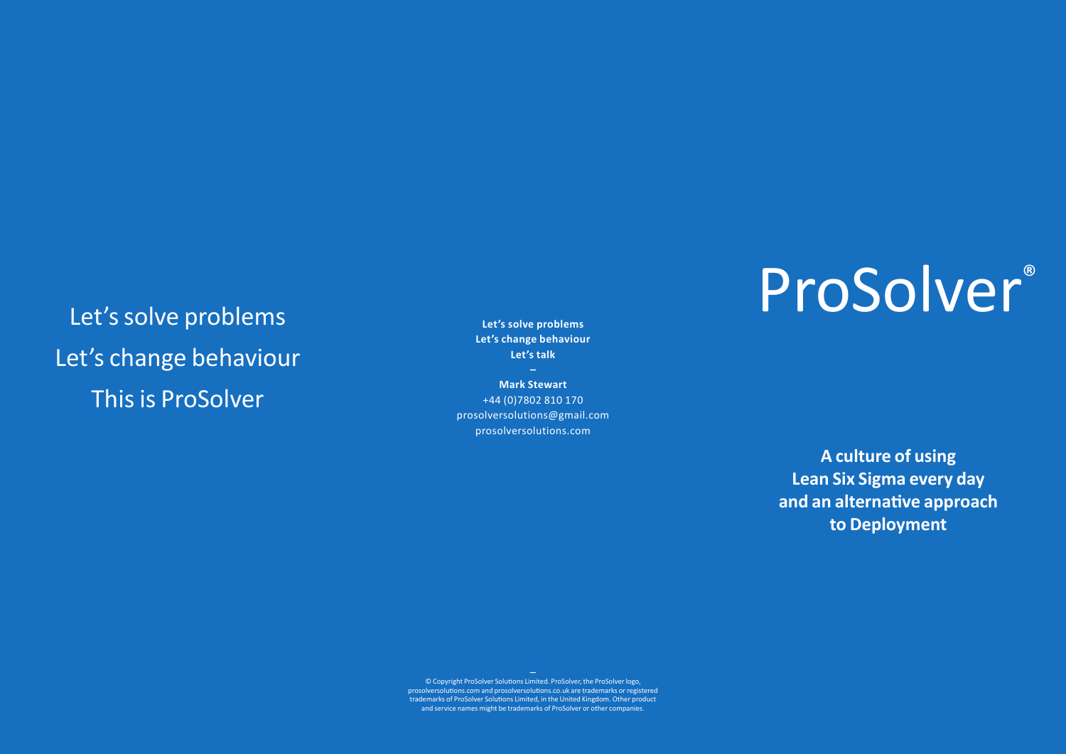Let's solve problems

Let's change behaviour

This is ProSolver

**Let's solve problems**
**Let's change behaviour**
**Let's talk**

–

**Mark Stewart**
+44 (0)7802 810 170
prosolversolutions@gmail.com
prosolversolutions.com

# ProSolver®

**A culture of using Lean Six Sigma every day and an alternative approach to Deployment**

–

© Copyright ProSolver Solutions Limited. ProSolver, the ProSolver logo, prosolversolutions.com and prosolversolutions.co.uk are trademarks or registered trademarks of ProSolver Solutions Limited, in the United Kingdom. Other product and service names might be trademarks of ProSolver or other companies.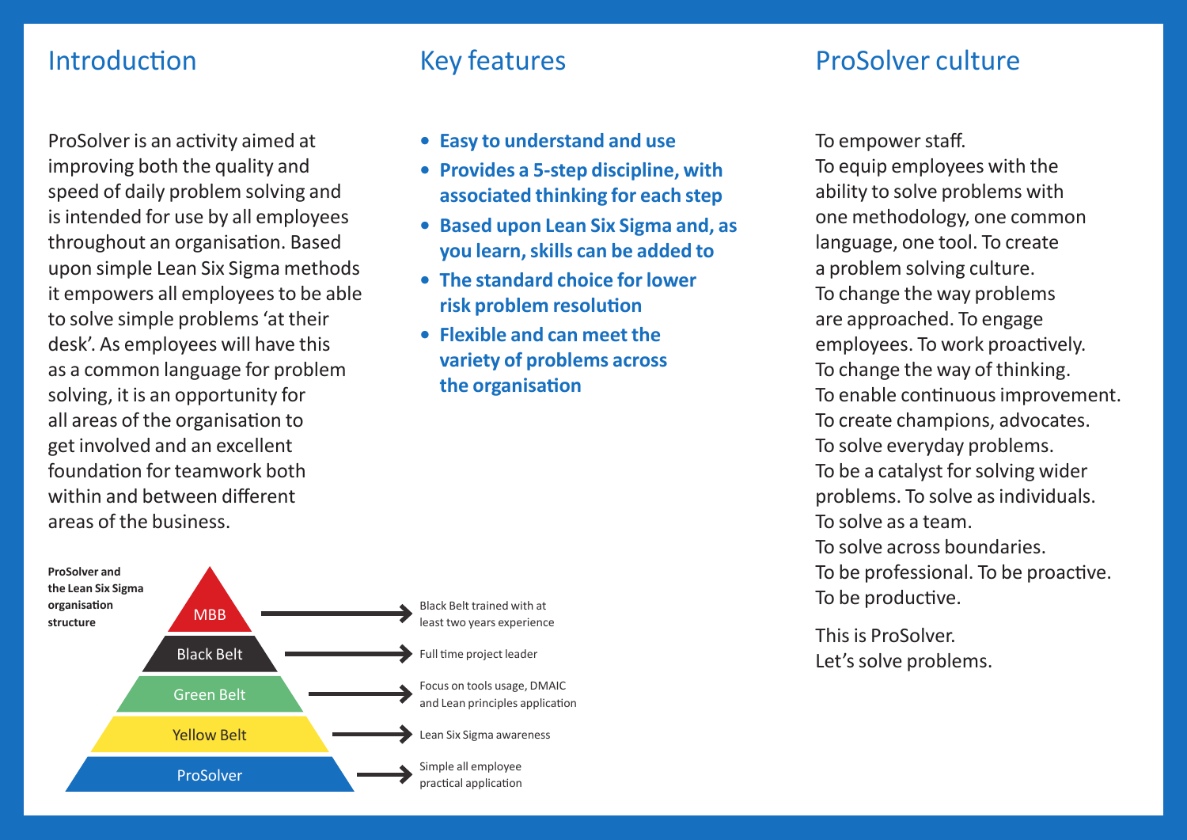## Introduction

ProSolver is an activity aimed at improving both the quality and speed of daily problem solving and is intended for use by all employees throughout an organisation. Based upon simple Lean Six Sigma methods it empowers all employees to be able to solve simple problems 'at their desk'. As employees will have this as a common language for problem solving, it is an opportunity for all areas of the organisation to get involved and an excellent foundation for teamwork both within and between different areas of the business.

**ProSolver and the Lean Six Sigma organisation structure**

MBB → Black Belt trained with at least two years experience

Black Belt → Full time project leader

Green Belt → Focus on tools usage, DMAIC and Lean principles application

Yellow Belt → Lean Six Sigma awareness

ProSolver → Simple all employee practical application

## Key features

- **Easy to understand and use**
- **Provides a 5-step discipline, with associated thinking for each step**
- **Based upon Lean Six Sigma and, as you learn, skills can be added to**
- **The standard choice for lower risk problem resolution**
- **Flexible and can meet the variety of problems across the organisation**

## ProSolver culture

To empower staff. To equip employees with the ability to solve problems with one methodology, one common language, one tool. To create a problem solving culture. To change the way problems are approached. To engage employees. To work proactively. To change the way of thinking. To enable continuous improvement. To create champions, advocates. To solve everyday problems. To be a catalyst for solving wider problems. To solve as individuals. To solve as a team. To solve across boundaries. To be professional. To be proactive. To be productive.

This is ProSolver.
Let's solve problems.